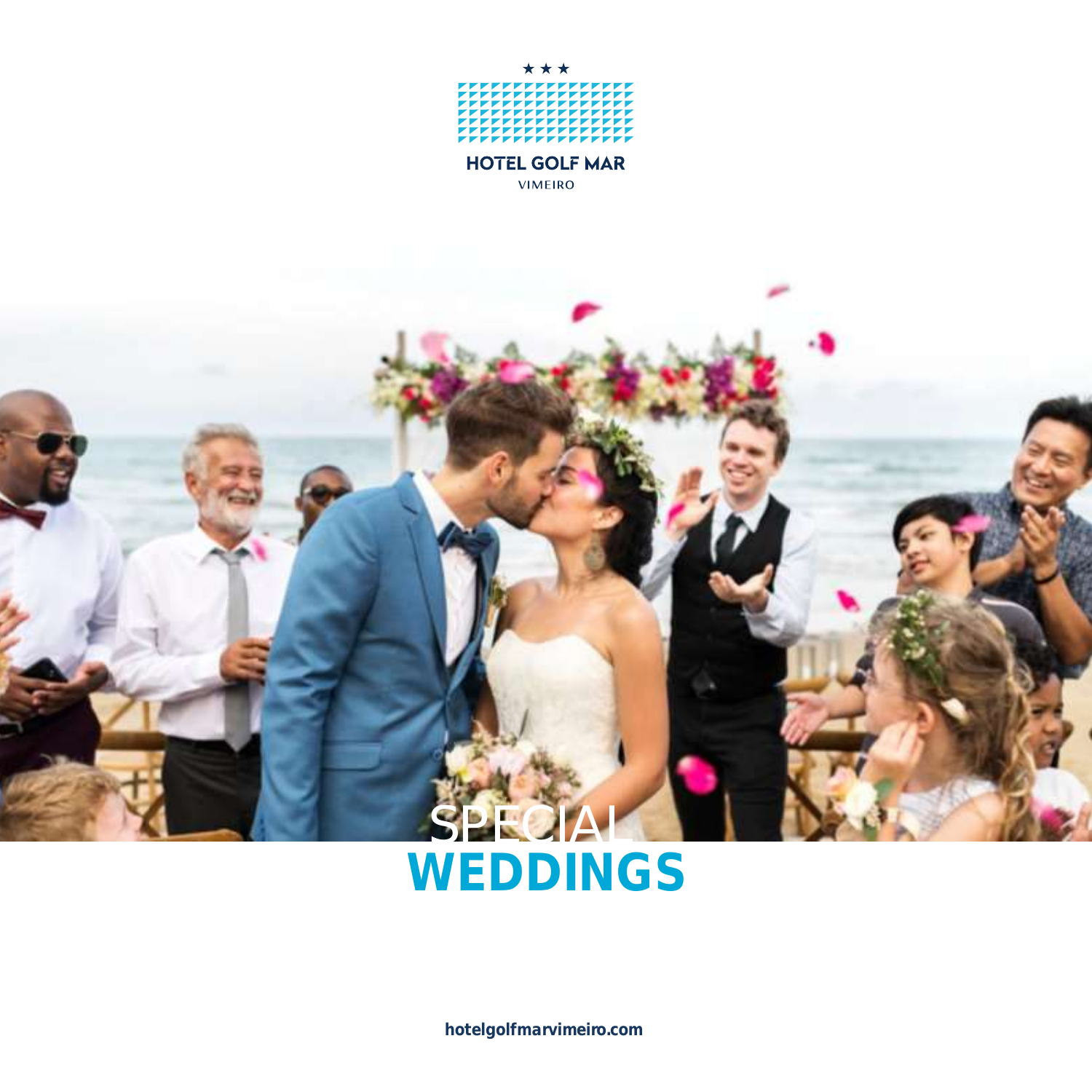★ ★ ★

**HOTEL GOLF MAR**

VIMEIRO

# SPECIAL **WEDDINGS**

**hotelgolfmarvimeiro.com**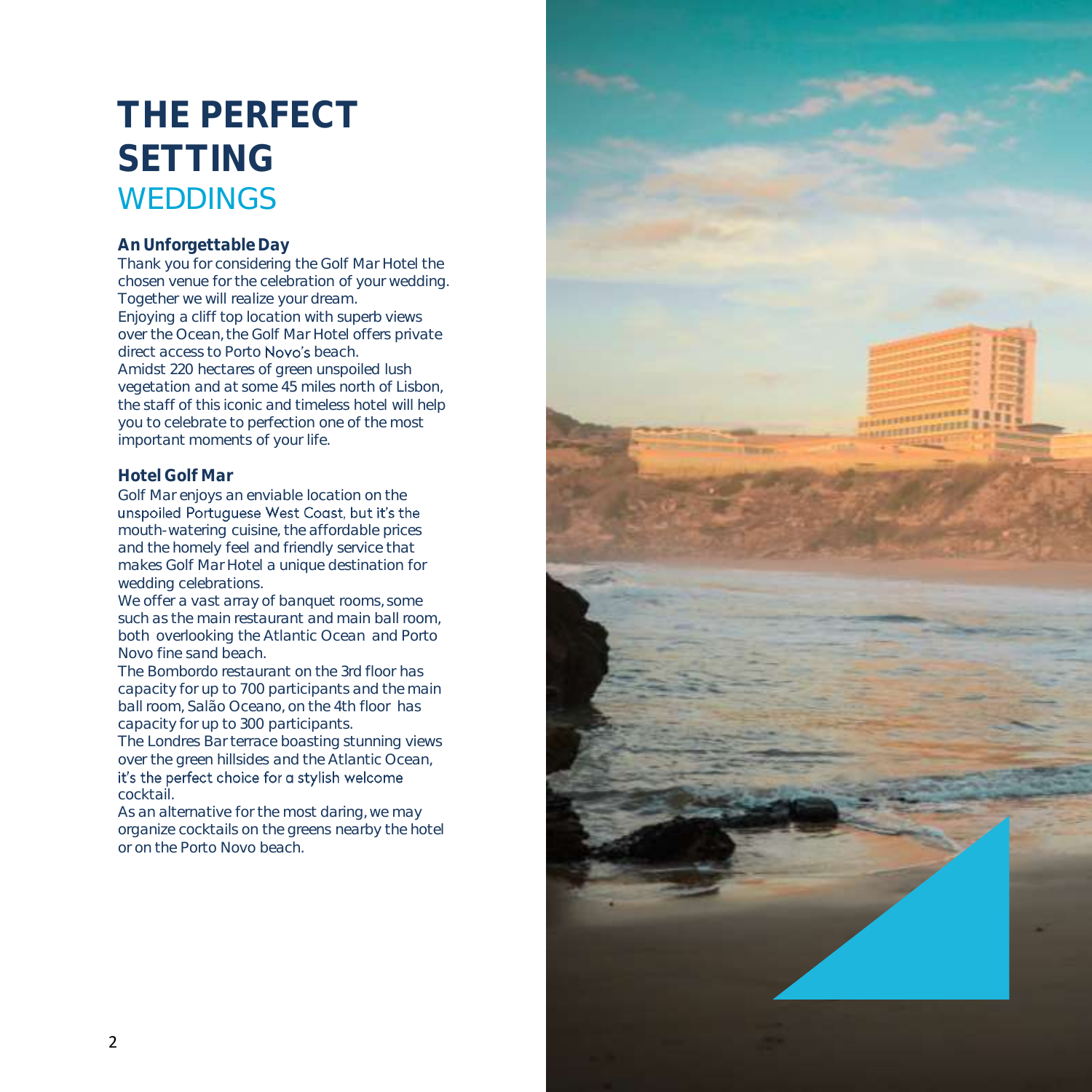# THE PERFECT SETTING

## WEDDINGS

### An Unforgettable Day

Thank you for considering the Golf Mar Hotel the chosen venue for the celebration of your wedding. Together we will realize your dream.
Enjoying a cliff top location with superb views over the Ocean, the Golf Mar Hotel offers private direct access to Porto Novo's beach.
Amidst 220 hectares of green unspoiled lush vegetation and at some 45 miles north of Lisbon, the staff of this iconic and timeless hotel will help you to celebrate to perfection one of the most important moments of your life.

### Hotel Golf Mar

Golf Mar enjoys an enviable location on the unspoiled Portuguese West Coast, but it's the mouth-watering cuisine, the affordable prices and the homely feel and friendly service that makes Golf Mar Hotel a unique destination for wedding celebrations.
We offer a vast array of banquet rooms, some such as the main restaurant and main ball room, both overlooking the Atlantic Ocean and Porto Novo fine sand beach.
The Bombordo restaurant on the 3rd floor has capacity for up to 700 participants and the main ball room, Salão Oceano, on the 4th floor has capacity for up to 300 participants.
The Londres Bar terrace boasting stunning views over the green hillsides and the Atlantic Ocean, it's the perfect choice for a stylish welcome cocktail.
As an alternative for the most daring, we may organize cocktails on the greens nearby the hotel or on the Porto Novo beach.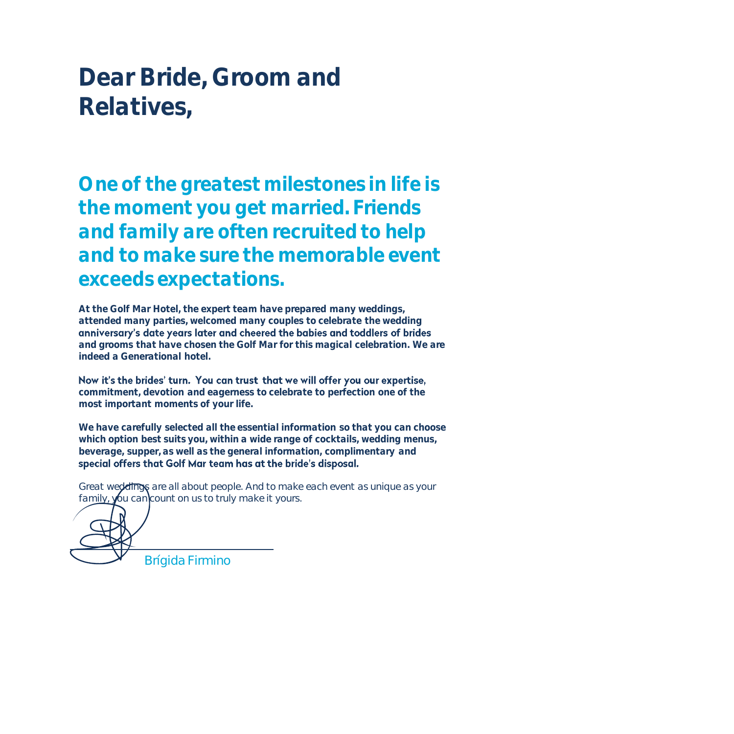# Dear Bride, Groom and Relatives,

## One of the greatest milestones in life is the moment you get married. Friends and family are often recruited to help and to make sure the memorable event exceeds expectations.

**At the Golf Mar Hotel, the expert team have prepared many weddings, attended many parties, welcomed many couples to celebrate the wedding anniversary's date years later and cheered the babies and toddlers of brides and grooms that have chosen the Golf Mar for this magical celebration. We are indeed a Generational hotel.**

**Now it's the brides' turn. You can trust that we will offer you our expertise, commitment, devotion and eagerness to celebrate to perfection one of the most important moments of your life.**

**We have carefully selected all the essential information so that you can choose which option best suits you, within a wide range of cocktails, wedding menus, beverage, supper, as well as the general information, complimentary and special offers that Golf Mar team has at the bride's disposal.**

Great weddings are all about people. And to make each event as unique as your family, you can count on us to truly make it yours.

Brígida Firmino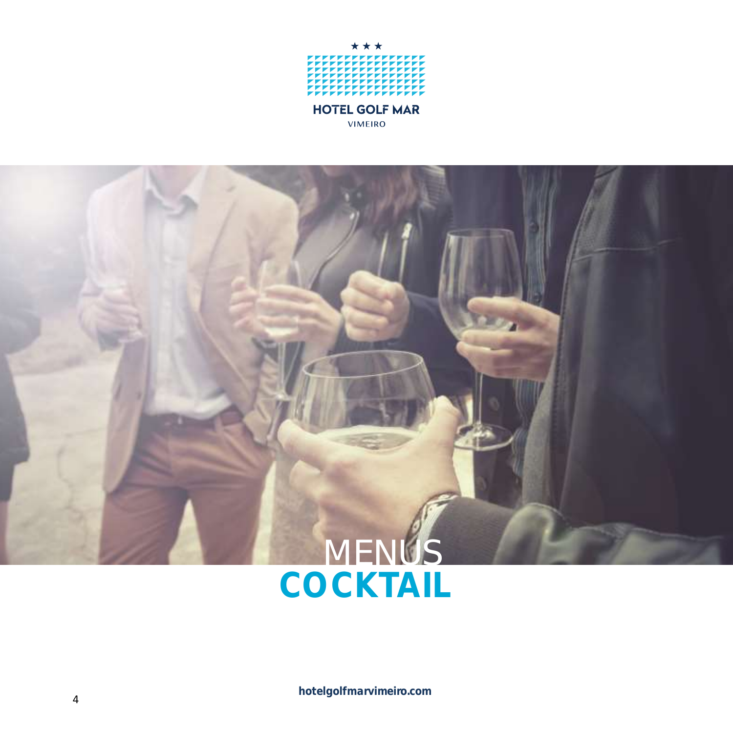HOTEL GOLF MAR
VIMEIRO

# MENUS COCKTAIL

hotelgolfmarvimeiro.com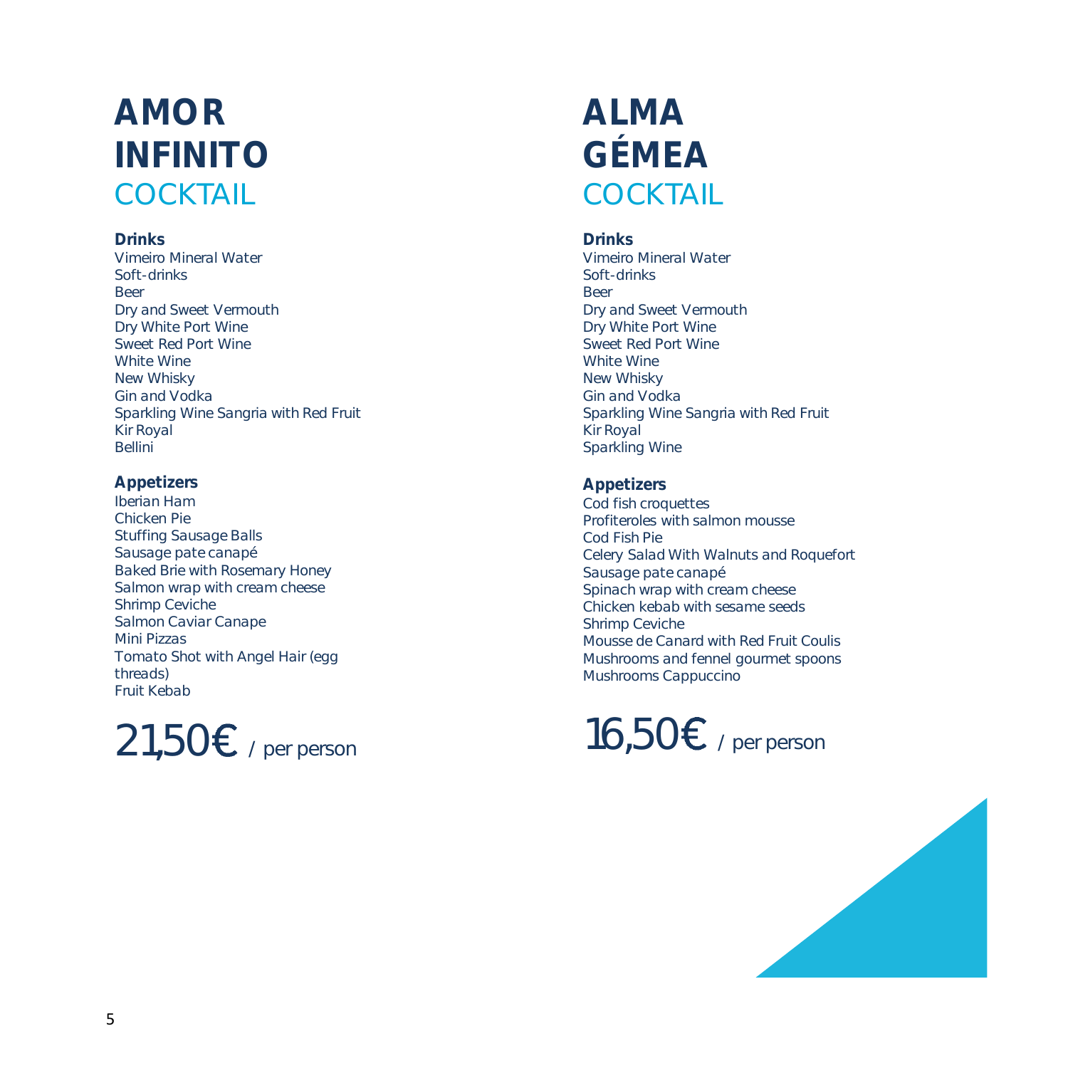# AMOR INFINITO COCKTAIL

**Drinks**

Vimeiro Mineral Water
Soft-drinks
Beer
Dry and Sweet Vermouth
Dry White Port Wine
Sweet Red Port Wine
White Wine
New Whisky
Gin and Vodka
Sparkling Wine Sangria with Red Fruit
Kir Royal
Bellini

**Appetizers**

Iberian Ham
Chicken Pie
Stuffing Sausage Balls
Sausage pate canapé
Baked Brie with Rosemary Honey
Salmon wrap with cream cheese
Shrimp Ceviche
Salmon Caviar Canape
Mini Pizzas
Tomato Shot with Angel Hair (egg threads)
Fruit Kebab

21,50€ / per person

# ALMA GÉMEA COCKTAIL

**Drinks**

Vimeiro Mineral Water
Soft-drinks
Beer
Dry and Sweet Vermouth
Dry White Port Wine
Sweet Red Port Wine
White Wine
New Whisky
Gin and Vodka
Sparkling Wine Sangria with Red Fruit
Kir Royal
Sparkling Wine

**Appetizers**

Cod fish croquettes
Profiteroles with salmon mousse
Cod Fish Pie
Celery Salad With Walnuts and Roquefort
Sausage pate canapé
Spinach wrap with cream cheese
Chicken kebab with sesame seeds
Shrimp Ceviche
Mousse de Canard with Red Fruit Coulis
Mushrooms and fennel gourmet spoons
Mushrooms Cappuccino

16,50€ / per person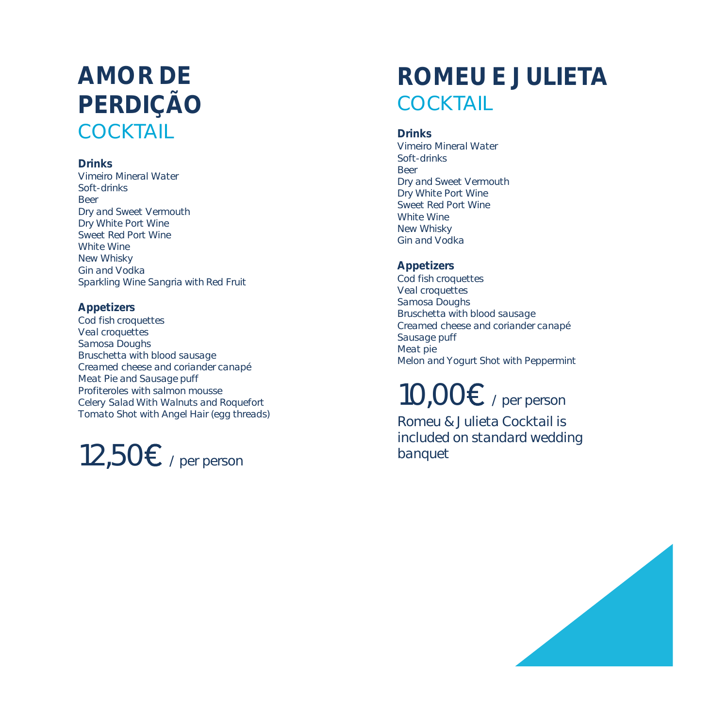# AMOR DE PERDIÇÃO COCKTAIL

**Drinks**

Vimeiro Mineral Water
Soft-drinks
Beer
Dry and Sweet Vermouth
Dry White Port Wine
Sweet Red Port Wine
White Wine
New Whisky
Gin and Vodka
Sparkling Wine Sangria with Red Fruit

**Appetizers**

Cod fish croquettes
Veal croquettes
Samosa Doughs
Bruschetta with blood sausage
Creamed cheese and coriander canapé
Meat Pie and Sausage puff
Profiteroles with salmon mousse
Celery Salad With Walnuts and Roquefort
Tomato Shot with Angel Hair (egg threads)

12,50€ / per person

# ROMEU E JULIETA COCKTAIL

**Drinks**

Vimeiro Mineral Water
Soft-drinks
Beer
Dry and Sweet Vermouth
Dry White Port Wine
Sweet Red Port Wine
White Wine
New Whisky
Gin and Vodka

**Appetizers**

Cod fish croquettes
Veal croquettes
Samosa Doughs
Bruschetta with blood sausage
Creamed cheese and coriander canapé
Sausage puff
Meat pie
Melon and Yogurt Shot with Peppermint

10,00€ / per person

Romeu & Julieta Cocktail is included on standard wedding banquet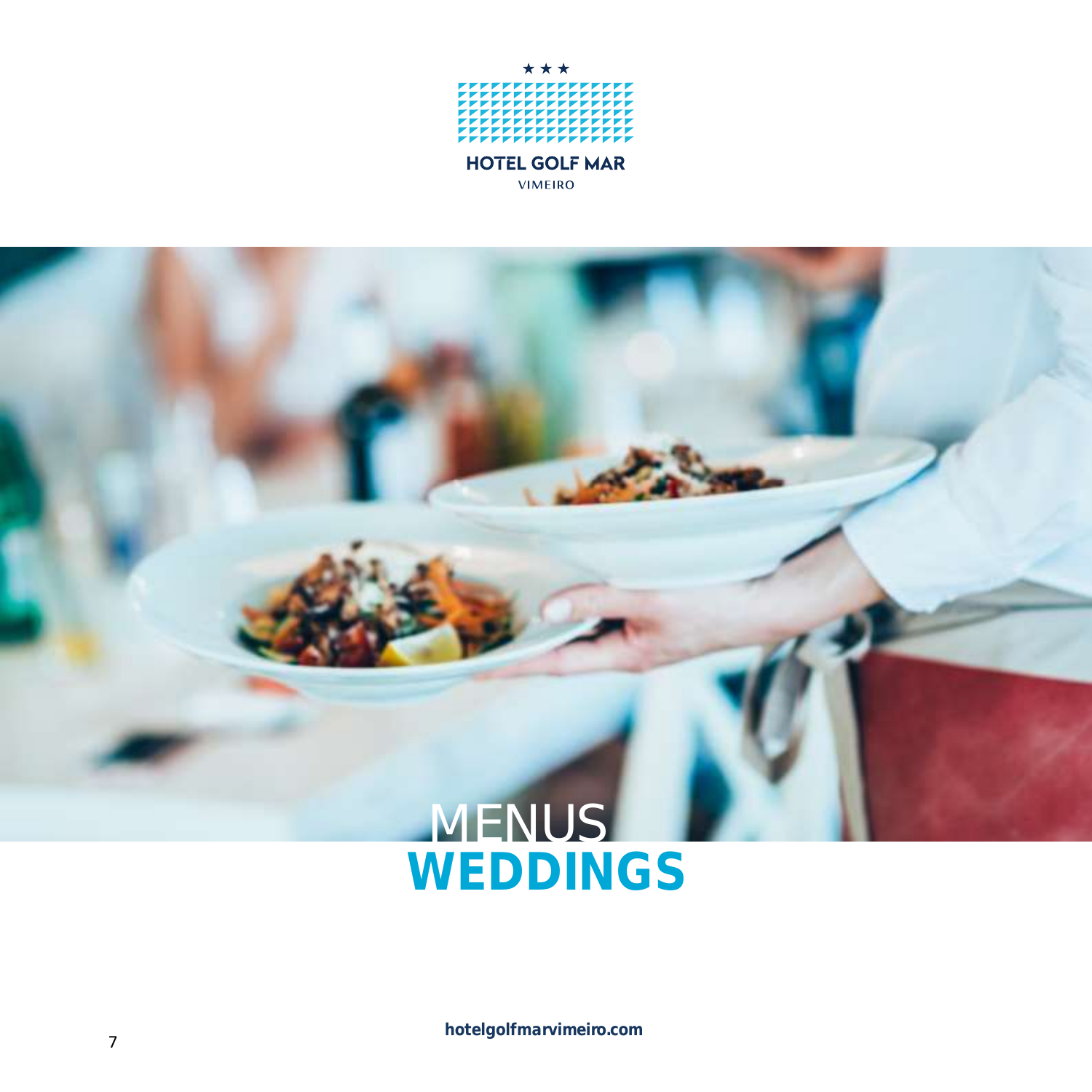★ ★ ★

HOTEL GOLF MAR

VIMEIRO

# MENUS

# WEDDINGS

**hotelgolfmarvimeiro.com**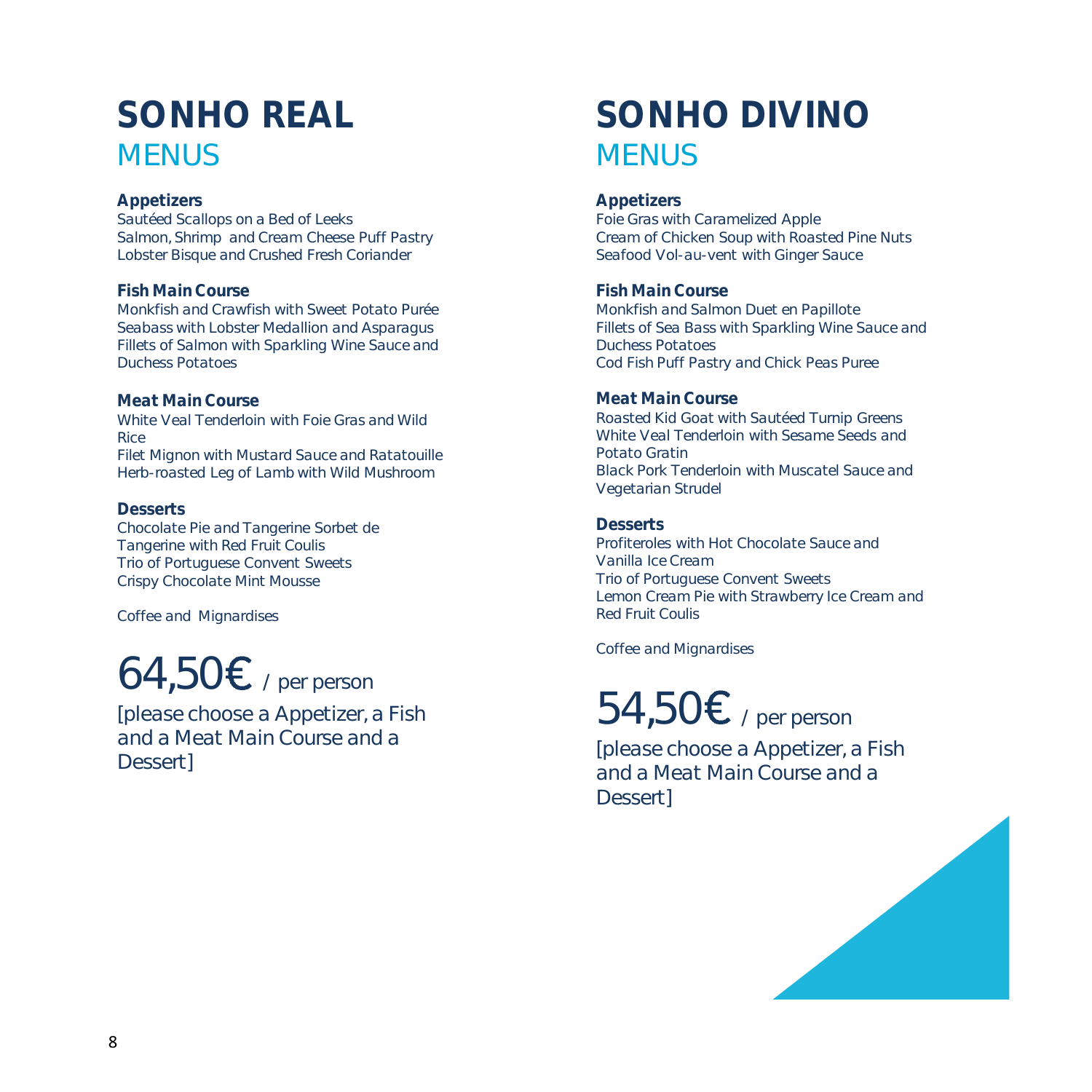# SONHO REAL

## MENUS

**Appetizers**

Sautéed Scallops on a Bed of Leeks
Salmon, Shrimp and Cream Cheese Puff Pastry
Lobster Bisque and Crushed Fresh Coriander

**Fish Main Course**

Monkfish and Crawfish with Sweet Potato Purée
Seabass with Lobster Medallion and Asparagus
Fillets of Salmon with Sparkling Wine Sauce and Duchess Potatoes

**Meat Main Course**

White Veal Tenderloin with Foie Gras and Wild Rice
Filet Mignon with Mustard Sauce and Ratatouille
Herb-roasted Leg of Lamb with Wild Mushroom

**Desserts**

Chocolate Pie and Tangerine Sorbet de Tangerine with Red Fruit Coulis
Trio of Portuguese Convent Sweets
Crispy Chocolate Mint Mousse

Coffee and Mignardises

64,50€ / per person

[please choose a Appetizer, a Fish and a Meat Main Course and a Dessert]

# SONHO DIVINO

## MENUS

**Appetizers**

Foie Gras with Caramelized Apple
Cream of Chicken Soup with Roasted Pine Nuts
Seafood Vol-au-vent with Ginger Sauce

**Fish Main Course**

Monkfish and Salmon Duet en Papillote
Fillets of Sea Bass with Sparkling Wine Sauce and Duchess Potatoes
Cod Fish Puff Pastry and Chick Peas Puree

**Meat Main Course**

Roasted Kid Goat with Sautéed Turnip Greens
White Veal Tenderloin with Sesame Seeds and Potato Gratin
Black Pork Tenderloin with Muscatel Sauce and Vegetarian Strudel

**Desserts**

Profiteroles with Hot Chocolate Sauce and Vanilla Ice Cream
Trio of Portuguese Convent Sweets
Lemon Cream Pie with Strawberry Ice Cream and Red Fruit Coulis

Coffee and Mignardises

54,50€ / per person

[please choose a Appetizer, a Fish and a Meat Main Course and a Dessert]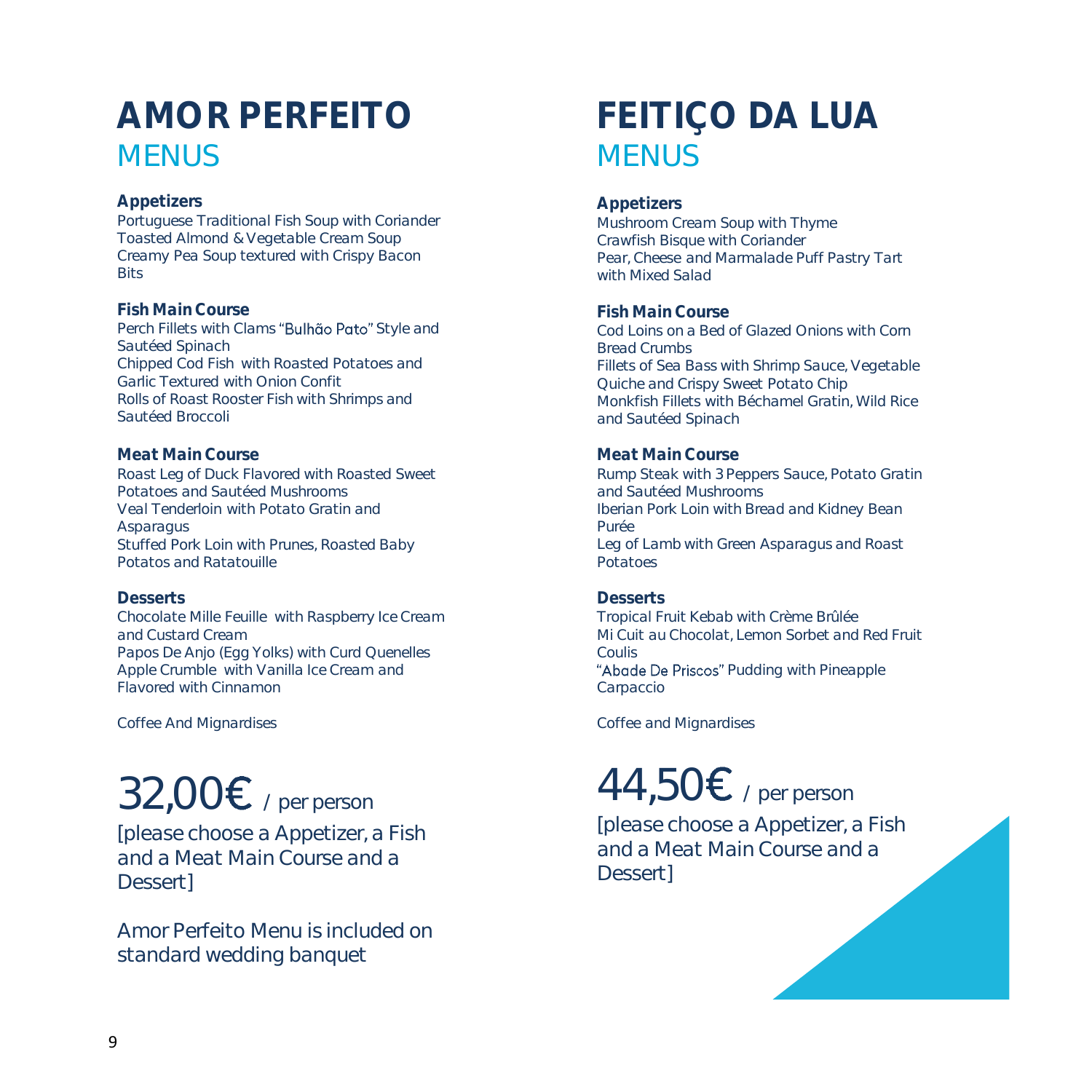# AMOR PERFEITO
## MENUS

### Appetizers
Portuguese Traditional Fish Soup with Coriander
Toasted Almond & Vegetable Cream Soup
Creamy Pea Soup textured with Crispy Bacon Bits

### Fish Main Course
Perch Fillets with Clams "Bulhão Pato" Style and Sautéed Spinach
Chipped Cod Fish with Roasted Potatoes and Garlic Textured with Onion Confit
Rolls of Roast Rooster Fish with Shrimps and Sautéed Broccoli

### Meat Main Course
Roast Leg of Duck Flavored with Roasted Sweet Potatoes and Sautéed Mushrooms
Veal Tenderloin with Potato Gratin and Asparagus
Stuffed Pork Loin with Prunes, Roasted Baby Potatos and Ratatouille

### Desserts
Chocolate Mille Feuille with Raspberry Ice Cream and Custard Cream
Papos De Anjo (Egg Yolks) with Curd Quenelles
Apple Crumble with Vanilla Ice Cream and Flavored with Cinnamon

Coffee And Mignardises

32,00€ / per person

[please choose a Appetizer, a Fish and a Meat Main Course and a Dessert]

Amor Perfeito Menu is included on standard wedding banquet

# FEITIÇO DA LUA
## MENUS

### Appetizers
Mushroom Cream Soup with Thyme
Crawfish Bisque with Coriander
Pear, Cheese and Marmalade Puff Pastry Tart with Mixed Salad

### Fish Main Course
Cod Loins on a Bed of Glazed Onions with Corn Bread Crumbs
Fillets of Sea Bass with Shrimp Sauce, Vegetable Quiche and Crispy Sweet Potato Chip
Monkfish Fillets with Béchamel Gratin, Wild Rice and Sautéed Spinach

### Meat Main Course
Rump Steak with 3 Peppers Sauce, Potato Gratin and Sautéed Mushrooms
Iberian Pork Loin with Bread and Kidney Bean Purée
Leg of Lamb with Green Asparagus and Roast Potatoes

### Desserts
Tropical Fruit Kebab with Crème Brûlée
Mi Cuit au Chocolat, Lemon Sorbet and Red Fruit Coulis
"Abade De Priscos" Pudding with Pineapple Carpaccio

Coffee and Mignardises

44,50€ / per person

[please choose a Appetizer, a Fish and a Meat Main Course and a Dessert]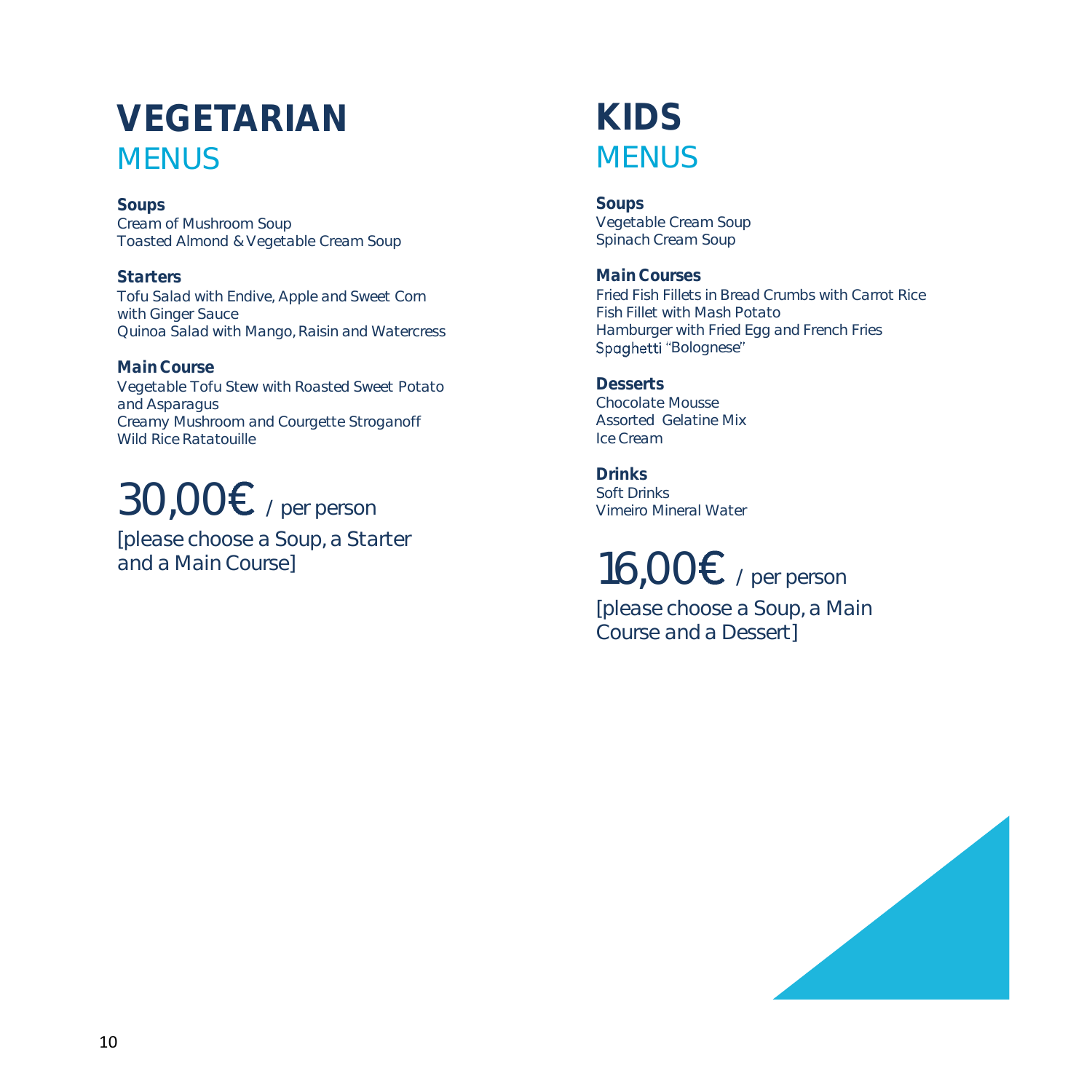# VEGETARIAN MENUS

**Soups**
Cream of Mushroom Soup
Toasted Almond & Vegetable Cream Soup

**Starters**
Tofu Salad with Endive, Apple and Sweet Corn with Ginger Sauce
Quinoa Salad with Mango, Raisin and Watercress

**Main Course**
Vegetable Tofu Stew with Roasted Sweet Potato and Asparagus
Creamy Mushroom and Courgette Stroganoff
Wild Rice Ratatouille

30,00€ / per person

[please choose a Soup, a Starter and a Main Course]

# KIDS MENUS

**Soups**
Vegetable Cream Soup
Spinach Cream Soup

**Main Courses**
Fried Fish Fillets in Bread Crumbs with Carrot Rice
Fish Fillet with Mash Potato
Hamburger with Fried Egg and French Fries
Spaghetti "Bolognese"

**Desserts**
Chocolate Mousse
Assorted Gelatine Mix
Ice Cream

**Drinks**
Soft Drinks
Vimeiro Mineral Water

16,00€ / per person

[please choose a Soup, a Main Course and a Dessert]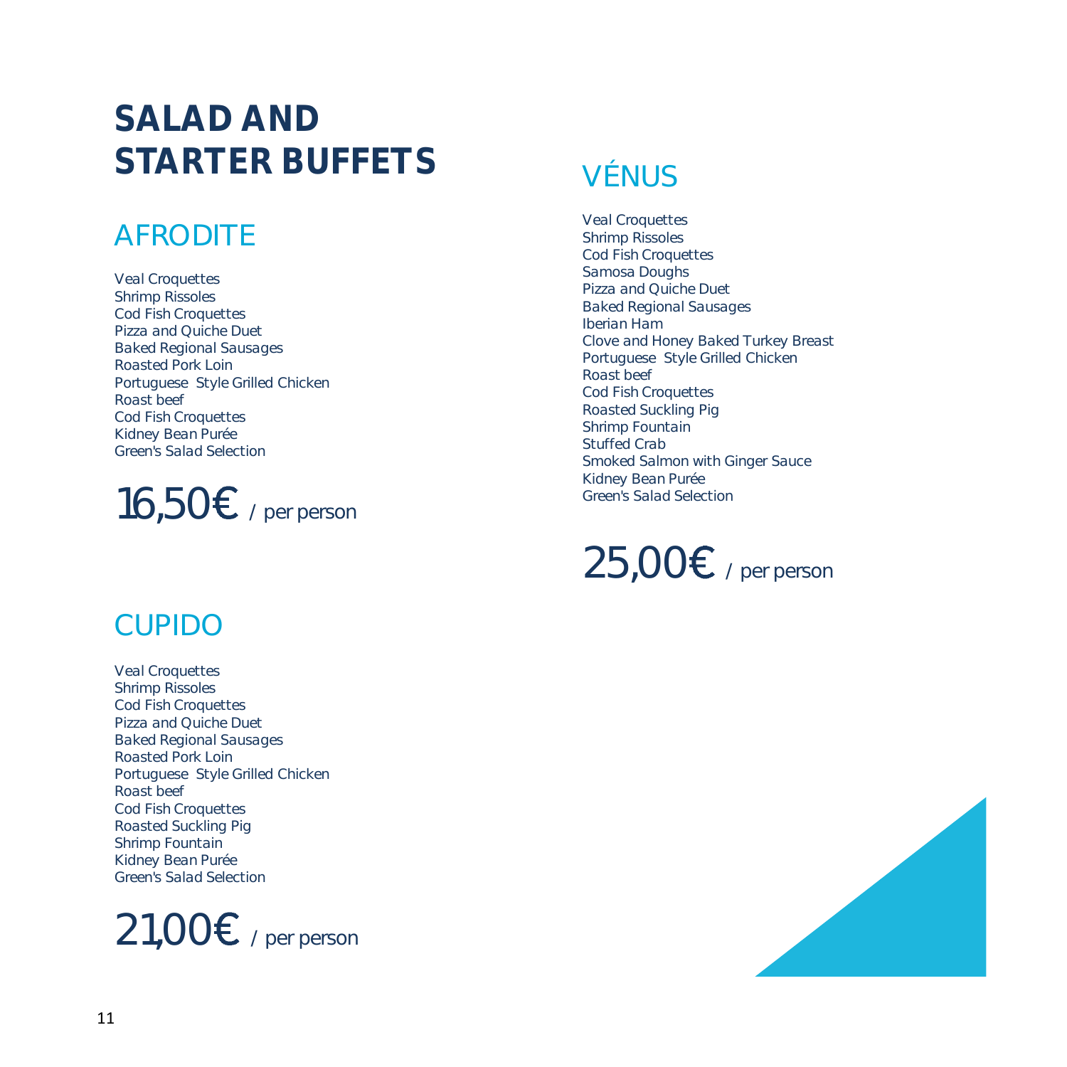# SALAD AND STARTER BUFFETS

## AFRODITE

Veal Croquettes
Shrimp Rissoles
Cod Fish Croquettes
Pizza and Quiche Duet
Baked Regional Sausages
Roasted Pork Loin
Portuguese Style Grilled Chicken
Roast beef
Cod Fish Croquettes
Kidney Bean Purée
Green's Salad Selection

16,50€ / per person

## CUPIDO

Veal Croquettes
Shrimp Rissoles
Cod Fish Croquettes
Pizza and Quiche Duet
Baked Regional Sausages
Roasted Pork Loin
Portuguese Style Grilled Chicken
Roast beef
Cod Fish Croquettes
Roasted Suckling Pig
Shrimp Fountain
Kidney Bean Purée
Green's Salad Selection

21,00€ / per person

## VÉNUS

Veal Croquettes
Shrimp Rissoles
Cod Fish Croquettes
Samosa Doughs
Pizza and Quiche Duet
Baked Regional Sausages
Iberian Ham
Clove and Honey Baked Turkey Breast
Portuguese Style Grilled Chicken
Roast beef
Cod Fish Croquettes
Roasted Suckling Pig
Shrimp Fountain
Stuffed Crab
Smoked Salmon with Ginger Sauce
Kidney Bean Purée
Green's Salad Selection

25,00€ / per person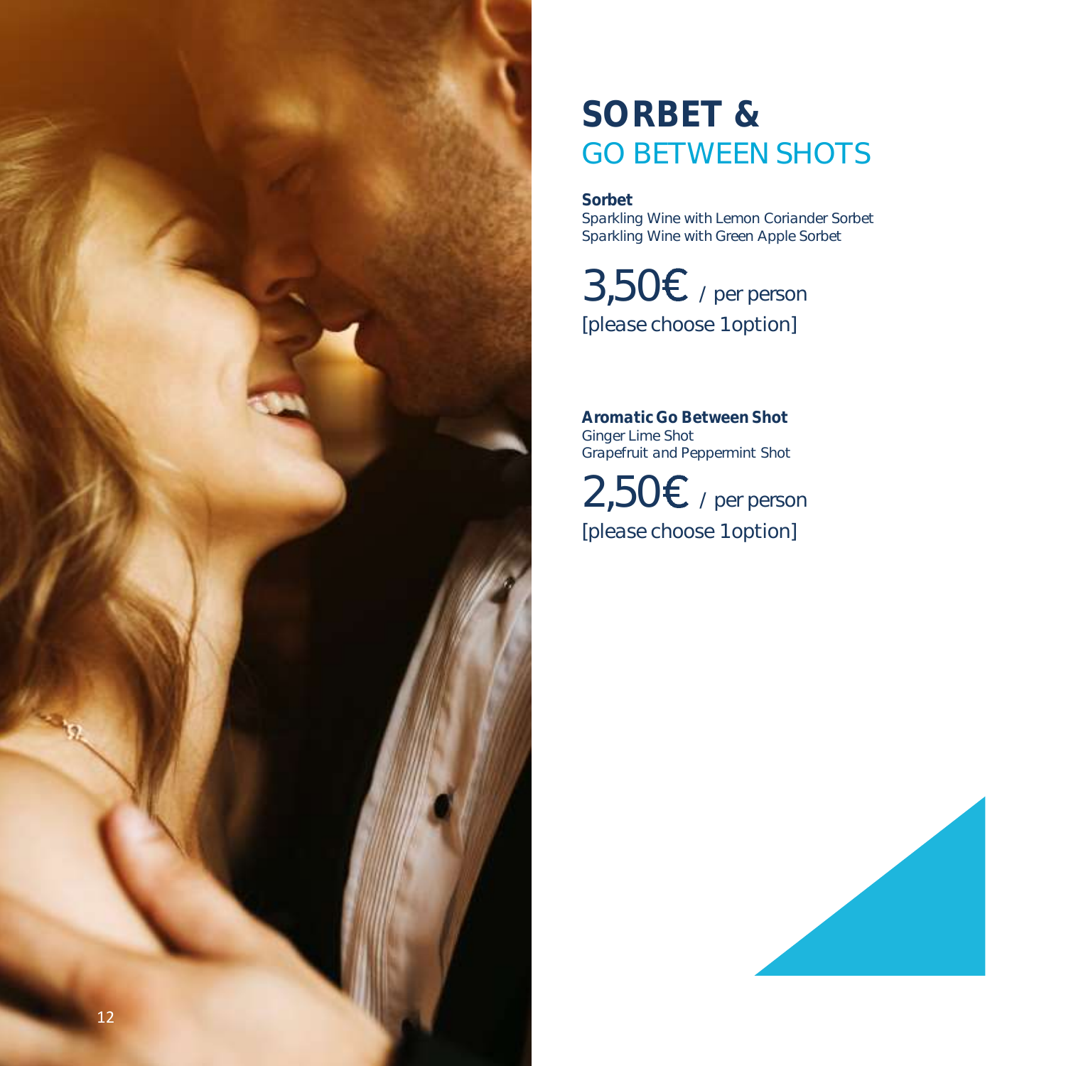# SORBET & GO BETWEEN SHOTS

**Sorbet**

Sparkling Wine with Lemon Coriander Sorbet
Sparkling Wine with Green Apple Sorbet

3,50€ / per person
[please choose 1option]

***Aromatic Go Between Shot***

Ginger Lime Shot
Grapefruit and Peppermint Shot

2,50€ / per person
[please choose 1option]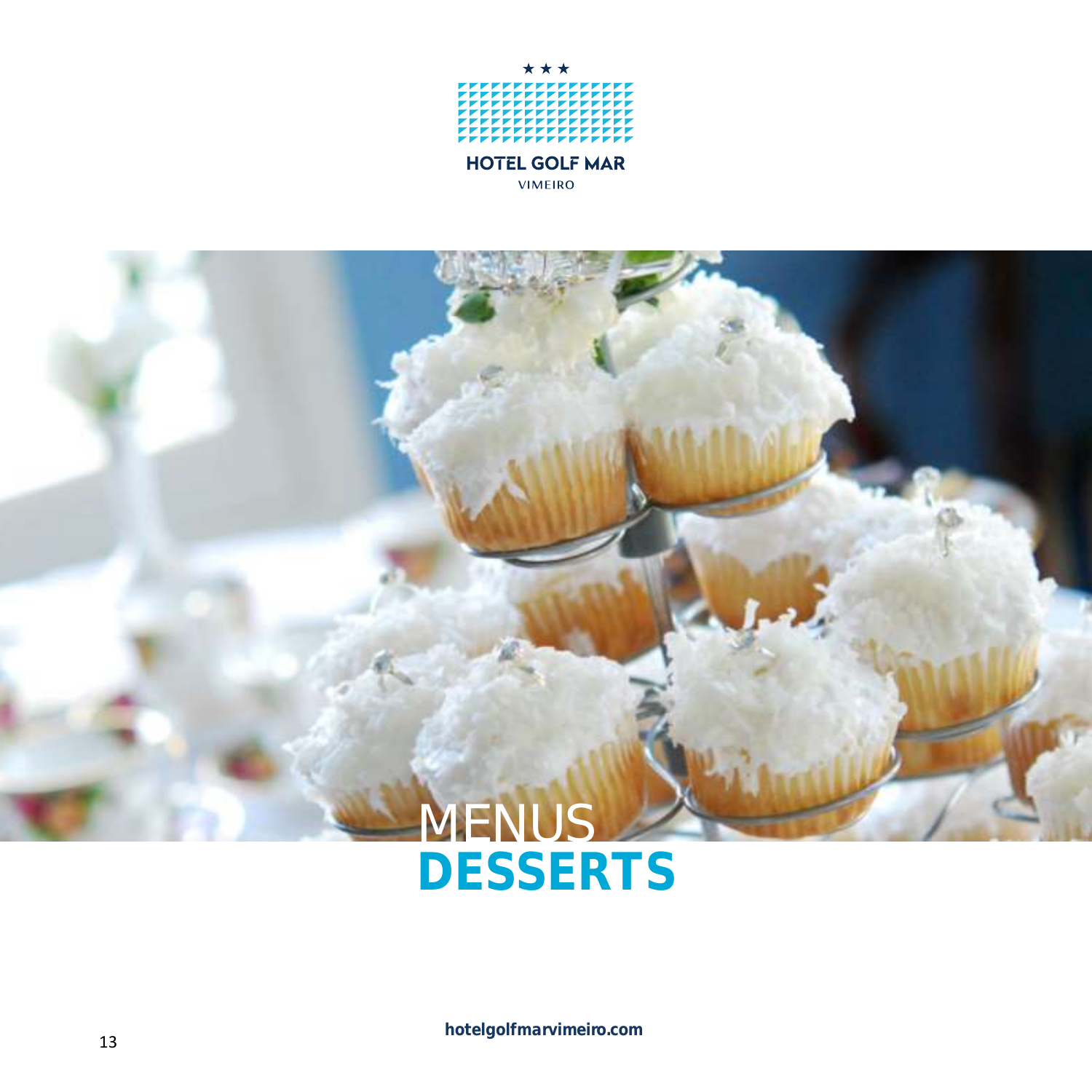★ ★ ★

**HOTEL GOLF MAR**

VIMEIRO

# MENUS
# **DESSERTS**

**hotelgolfmarvimeiro.com**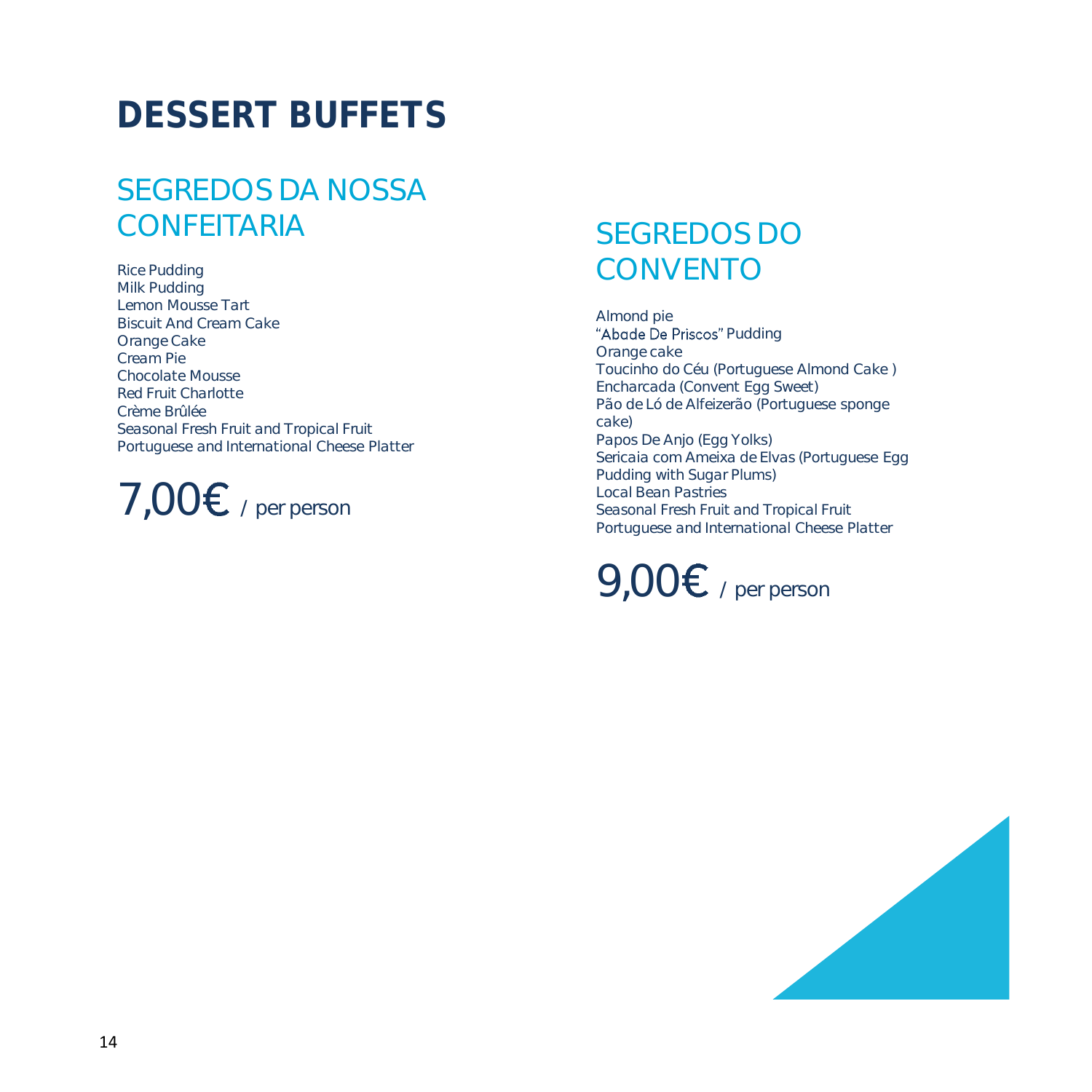# DESSERT BUFFETS

## SEGREDOS DA NOSSA CONFEITARIA

Rice Pudding
Milk Pudding
Lemon Mousse Tart
Biscuit And Cream Cake
Orange Cake
Cream Pie
Chocolate Mousse
Red Fruit Charlotte
Crème Brûlée
Seasonal Fresh Fruit and Tropical Fruit
Portuguese and International Cheese Platter

7,00€ / per person

## SEGREDOS DO CONVENTO

Almond pie
"Abade De Priscos" Pudding
Orange cake
Toucinho do Céu (Portuguese Almond Cake )
Encharcada (Convent Egg Sweet)
Pão de Ló de Alfeizerão (Portuguese sponge cake)
Papos De Anjo (Egg Yolks)
Sericaia com Ameixa de Elvas (Portuguese Egg Pudding with Sugar Plums)
Local Bean Pastries
Seasonal Fresh Fruit and Tropical Fruit
Portuguese and International Cheese Platter

9,00€ / per person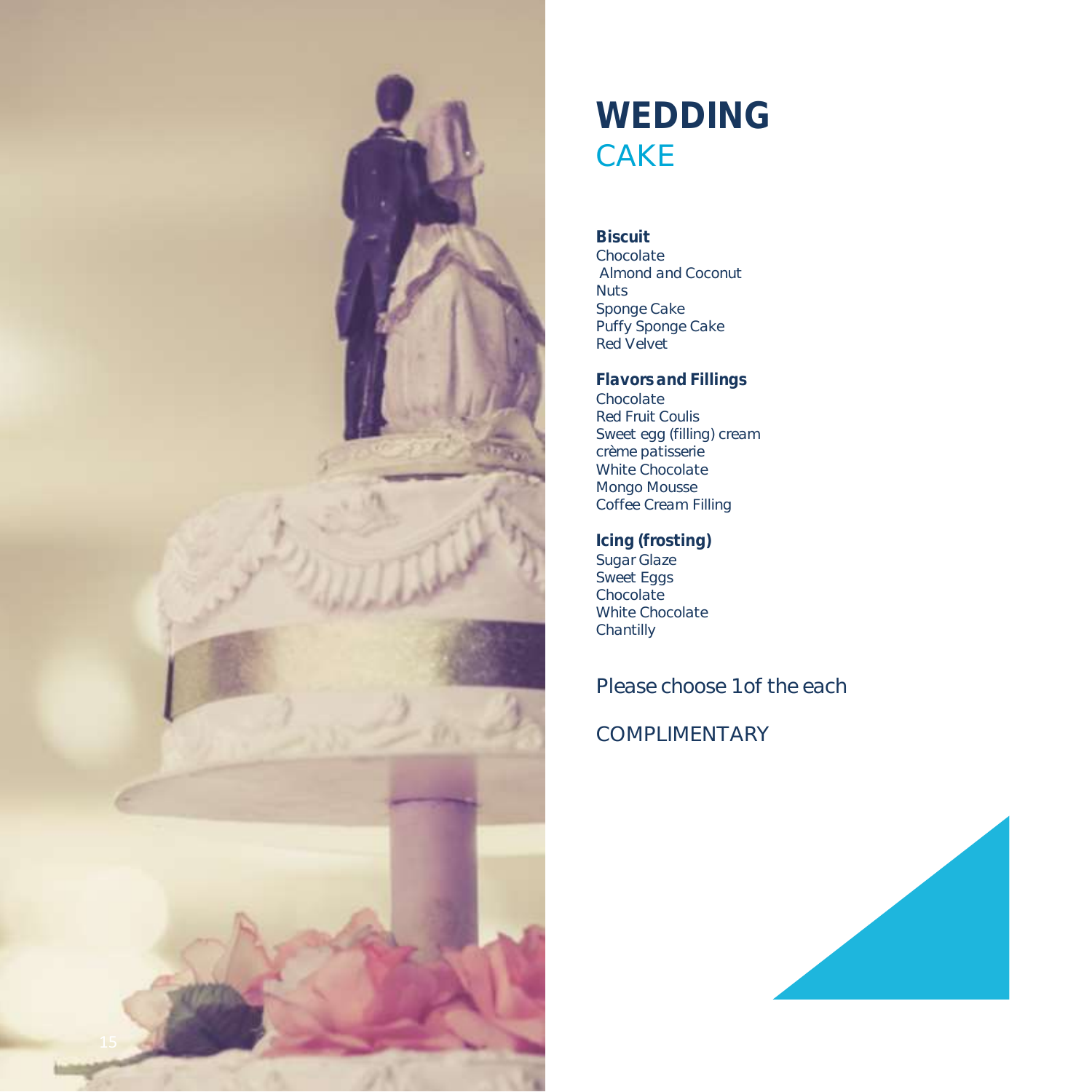# WEDDING
## CAKE

**Biscuit**
Chocolate
Almond and Coconut
Nuts
Sponge Cake
Puffy Sponge Cake
Red Velvet

**Flavors and Fillings**
Chocolate
Red Fruit Coulis
Sweet egg (filling) cream
crème patisserie
White Chocolate
Mongo Mousse
Coffee Cream Filling

**Icing (frosting)**
Sugar Glaze
Sweet Eggs
Chocolate
White Chocolate
Chantilly

Please choose 1of the each

COMPLIMENTARY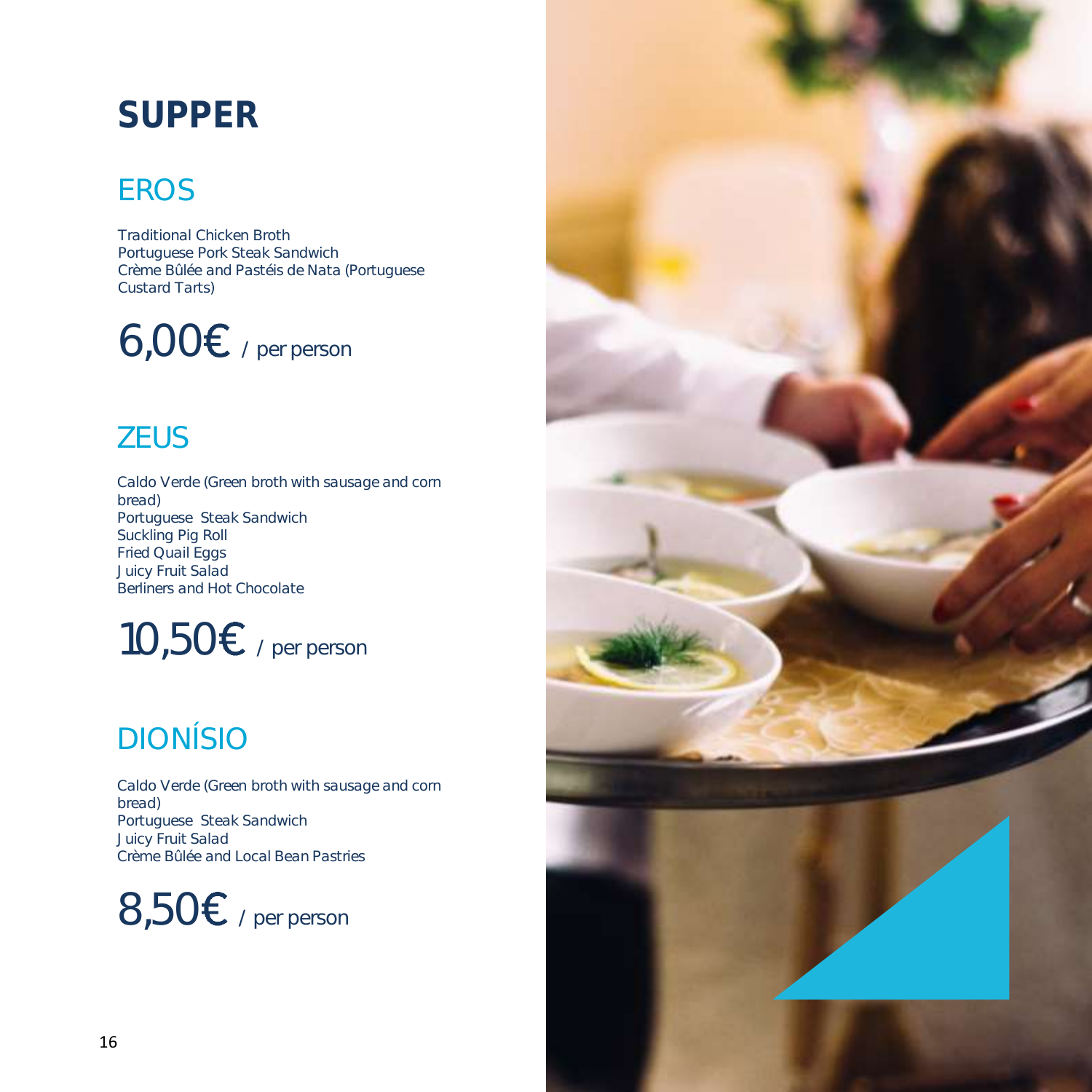# SUPPER

## EROS

Traditional Chicken Broth
Portuguese Pork Steak Sandwich
Crème Bûlée and Pastéis de Nata (Portuguese Custard Tarts)

6,00€ / per person

## ZEUS

Caldo Verde (Green broth with sausage and corn bread)
Portuguese Steak Sandwich
Suckling Pig Roll
Fried Quail Eggs
Juicy Fruit Salad
Berliners and Hot Chocolate

10,50€ / per person

## DIONÍSIO

Caldo Verde (Green broth with sausage and corn bread)
Portuguese Steak Sandwich
Juicy Fruit Salad
Crème Bûlée and Local Bean Pastries

8,50€ / per person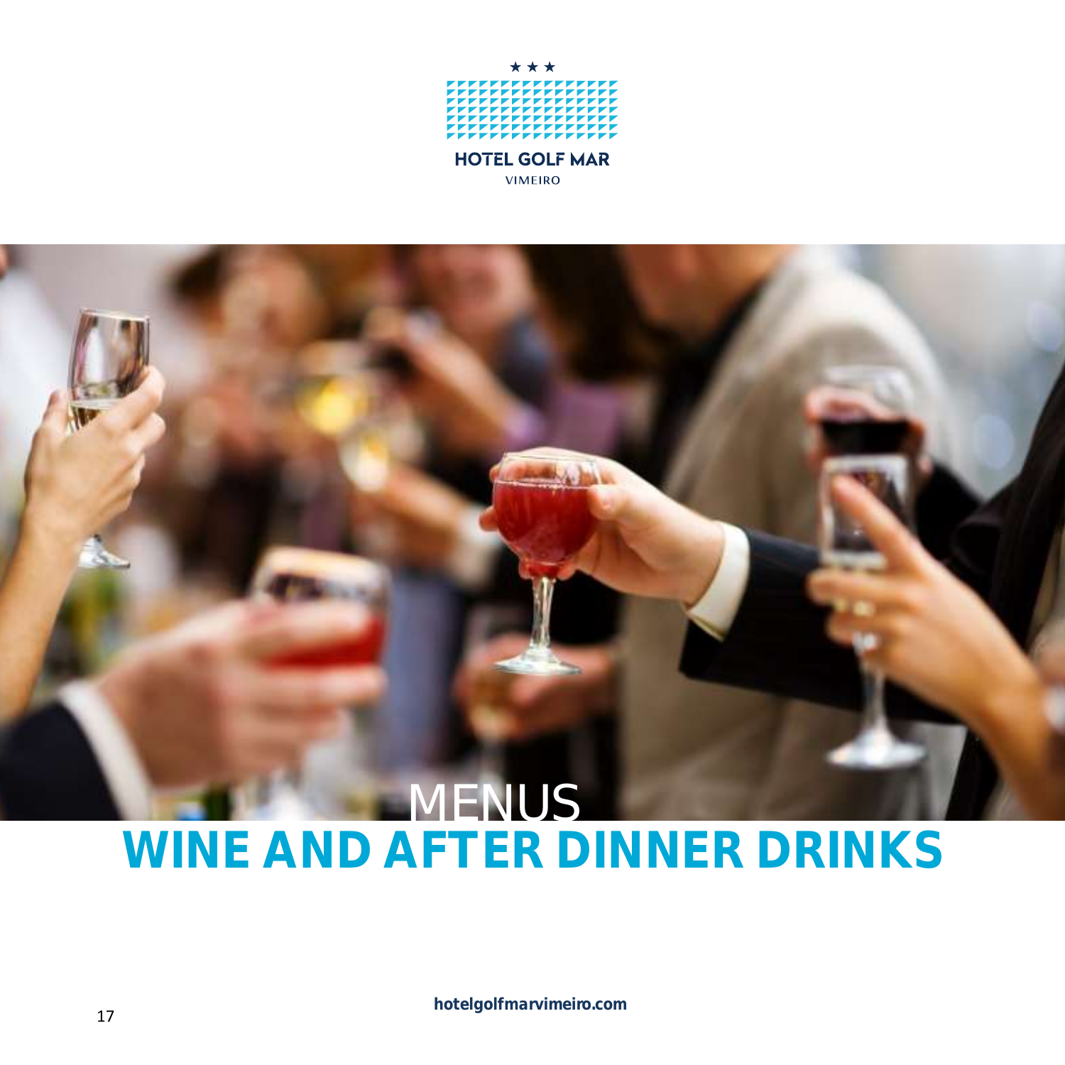HOTEL GOLF MAR

VIMEIRO

MENUS

# WINE AND AFTER DINNER DRINKS

hotelgolfmarvimeiro.com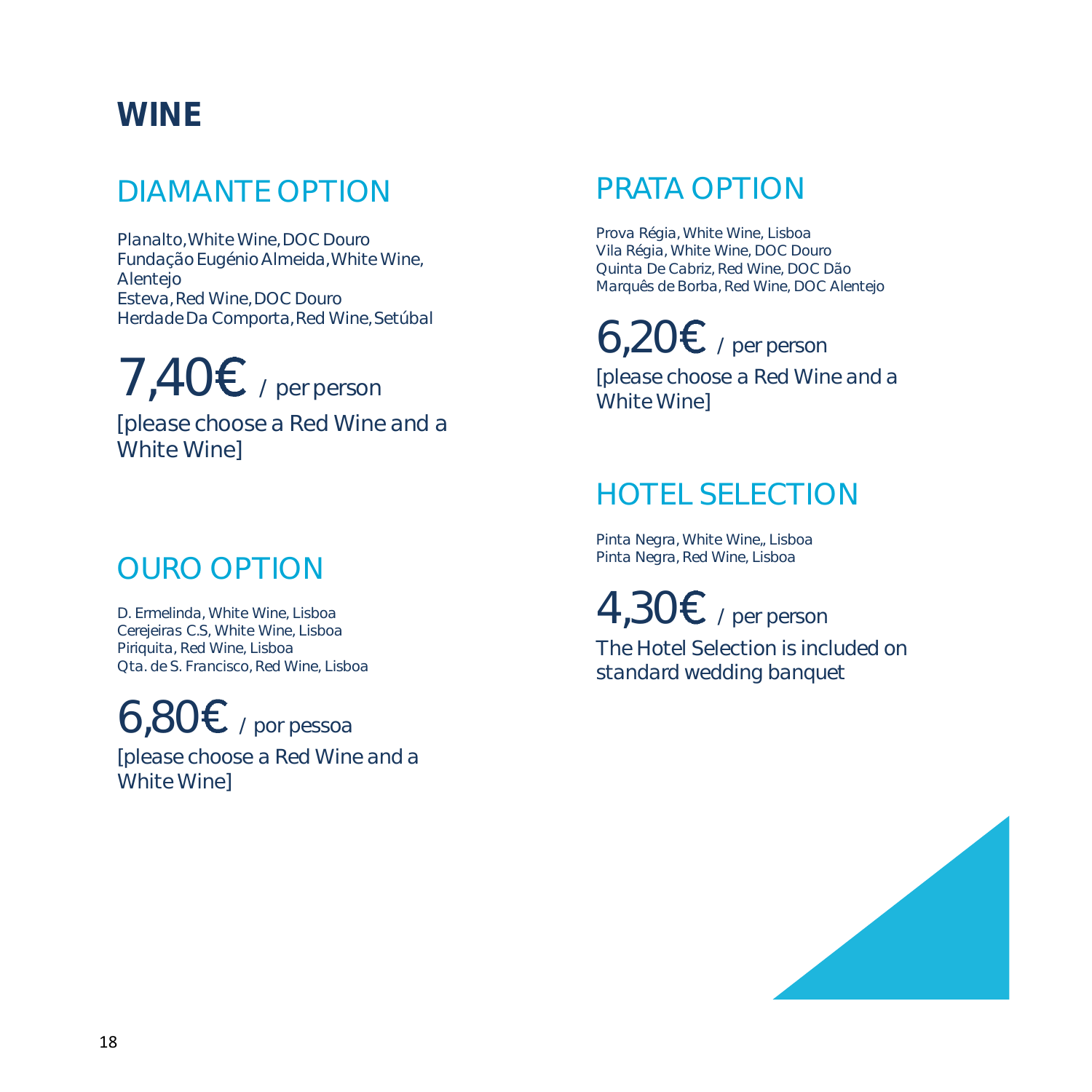# WINE

## DIAMANTE OPTION

Planalto, White Wine, DOC Douro
Fundação Eugénio Almeida, White Wine, Alentejo
Esteva, Red Wine, DOC Douro
Herdade Da Comporta, Red Wine, Setúbal

**7,40€** / per person

[please choose a Red Wine and a White Wine]

## OURO OPTION

D. Ermelinda, White Wine, Lisboa
Cerejeiras C.S, White Wine, Lisboa
Piriquita, Red Wine, Lisboa
Qta. de S. Francisco, Red Wine, Lisboa

**6,80€** / por pessoa

[please choose a Red Wine and a White Wine]

## PRATA OPTION

Prova Régia, White Wine, Lisboa
Vila Régia, White Wine, DOC Douro
Quinta De Cabriz, Red Wine, DOC Dão
Marquês de Borba, Red Wine, DOC Alentejo

**6,20€** / per person

[please choose a Red Wine and a White Wine]

## HOTEL SELECTION

Pinta Negra, White Wine,, Lisboa
Pinta Negra, Red Wine, Lisboa

**4,30€** / per person

The Hotel Selection is included on standard wedding banquet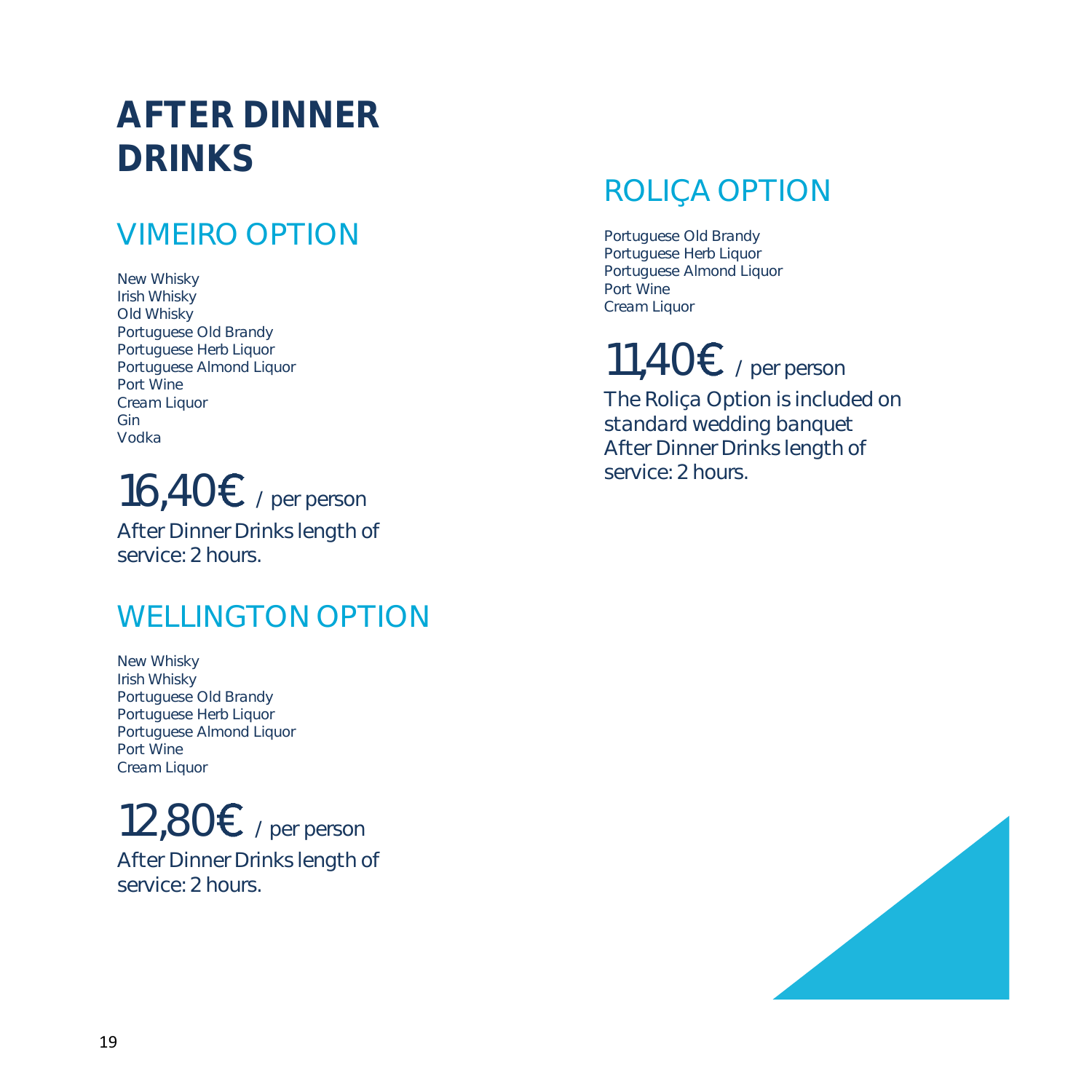# AFTER DINNER DRINKS

## VIMEIRO OPTION

New Whisky
Irish Whisky
Old Whisky
Portuguese Old Brandy
Portuguese Herb Liquor
Portuguese Almond Liquor
Port Wine
Cream Liquor
Gin
Vodka

16,40€ / per person

After Dinner Drinks length of service: 2 hours.

## WELLINGTON OPTION

New Whisky
Irish Whisky
Portuguese Old Brandy
Portuguese Herb Liquor
Portuguese Almond Liquor
Port Wine
Cream Liquor

12,80€ / per person

After Dinner Drinks length of service: 2 hours.

## ROLIÇA OPTION

Portuguese Old Brandy
Portuguese Herb Liquor
Portuguese Almond Liquor
Port Wine
Cream Liquor

11,40€ / per person

The Roliça Option is included on standard wedding banquet
After Dinner Drinks length of service: 2 hours.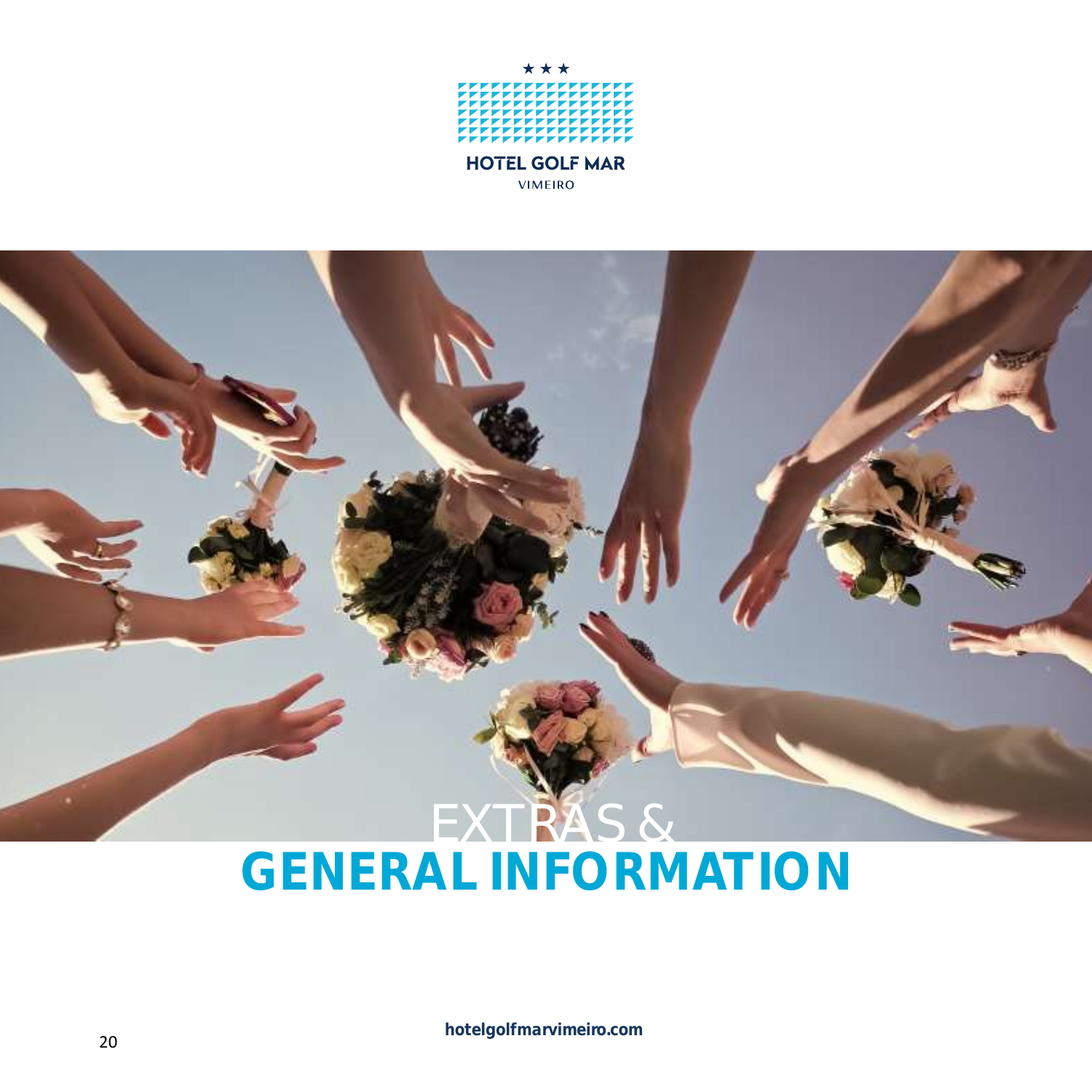HOTEL GOLF MAR

VIMEIRO

# EXTRAS & GENERAL INFORMATION

hotelgolfmarvimeiro.com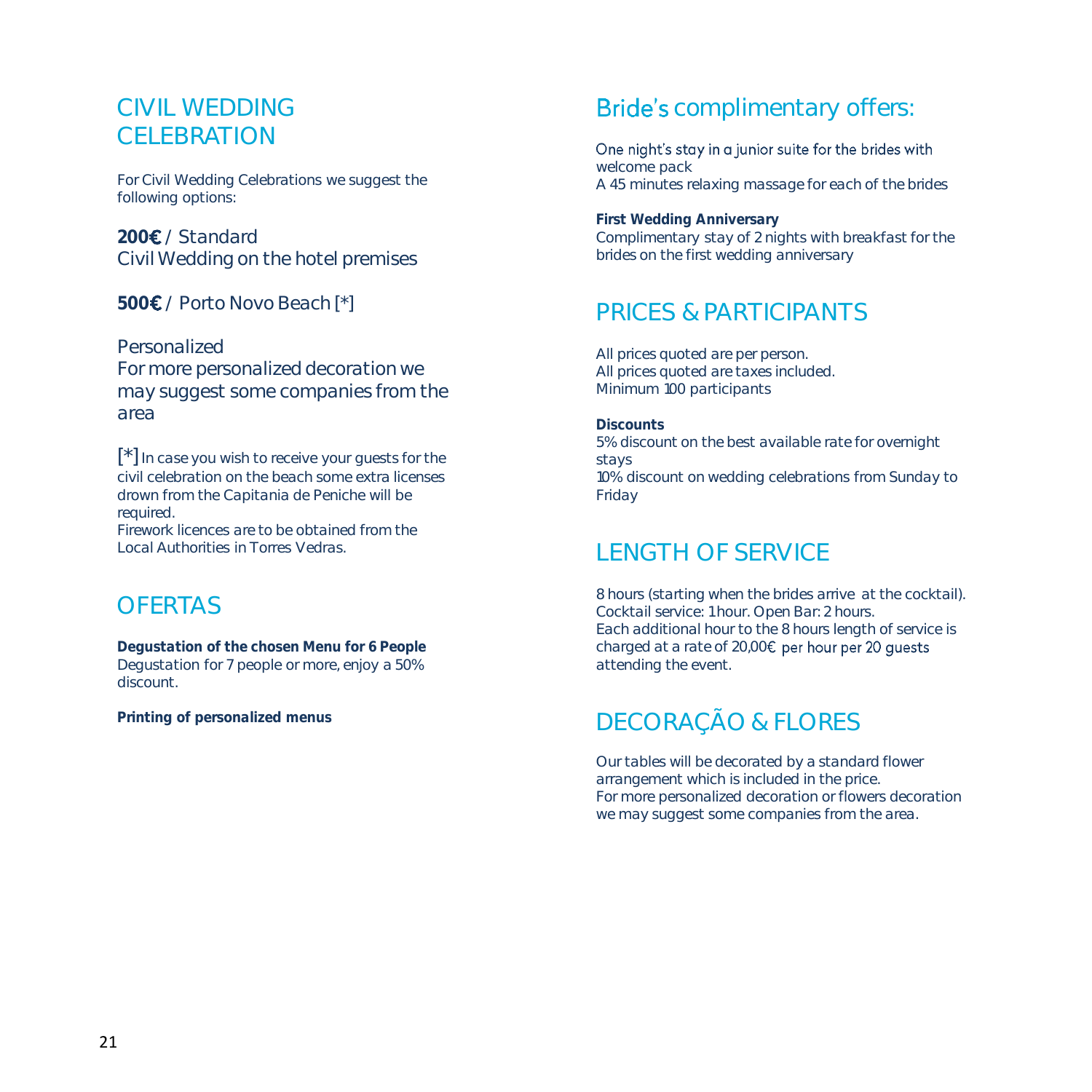## CIVIL WEDDING CELEBRATION

For Civil Wedding Celebrations we suggest the following options:

**200€** / Standard
Civil Wedding on the hotel premises

**500€** / Porto Novo Beach [*]

Personalized
For more personalized decoration we may suggest some companies from the area

[*] In case you wish to receive your guests for the civil celebration on the beach some extra licenses drown from the Capitania de Peniche will be required.
Firework licences are to be obtained from the Local Authorities in Torres Vedras.

## OFERTAS

**Degustation of the chosen Menu for 6 People**
Degustation for 7 people or more, enjoy a 50% discount.

**Printing of personalized menus**

## Bride's complimentary offers:

One night's stay in a junior suite for the brides with welcome pack
A 45 minutes relaxing massage for each of the brides

**First Wedding Anniversary**
Complimentary stay of 2 nights with breakfast for the brides on the first wedding anniversary

## PRICES & PARTICIPANTS

All prices quoted are per person.
All prices quoted are taxes included.
Minimum 100 participants

**Discounts**
5% discount on the best available rate for overnight stays
10% discount on wedding celebrations from Sunday to Friday

## LENGTH OF SERVICE

8 hours (starting when the brides arrive at the cocktail).
Cocktail service: 1 hour. Open Bar: 2 hours.
Each additional hour to the 8 hours length of service is charged at a rate of 20,00€ per hour per 20 guests attending the event.

## DECORAÇÃO & FLORES

Our tables will be decorated by a standard flower arrangement which is included in the price.
For more personalized decoration or flowers decoration we may suggest some companies from the area.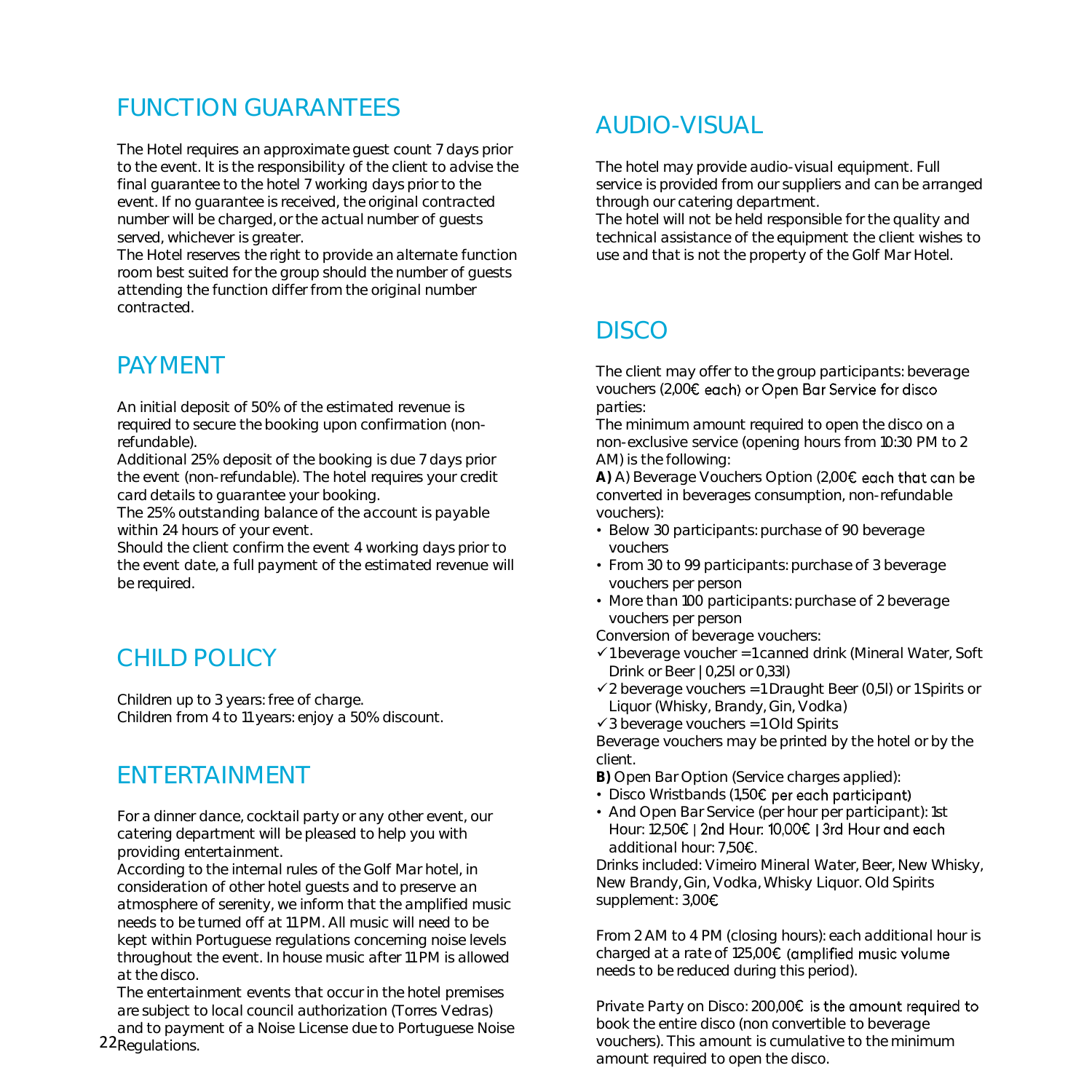## FUNCTION GUARANTEES

The Hotel requires an approximate guest count 7 days prior to the event. It is the responsibility of the client to advise the final guarantee to the hotel 7 working days prior to the event. If no guarantee is received, the original contracted number will be charged, or the actual number of guests served, whichever is greater.
The Hotel reserves the right to provide an alternate function room best suited for the group should the number of guests attending the function differ from the original number contracted.

## PAYMENT

An initial deposit of 50% of the estimated revenue is required to secure the booking upon confirmation (non-refundable).
Additional 25% deposit of the booking is due 7 days prior the event (non-refundable). The hotel requires your credit card details to guarantee your booking.
The 25% outstanding balance of the account is payable within 24 hours of your event.
Should the client confirm the event 4 working days prior to the event date, a full payment of the estimated revenue will be required.

## CHILD POLICY

Children up to 3 years: free of charge.
Children from 4 to 11 years: enjoy a 50% discount.

## ENTERTAINMENT

For a dinner dance, cocktail party or any other event, our catering department will be pleased to help you with providing entertainment.
According to the internal rules of the Golf Mar hotel, in consideration of other hotel guests and to preserve an atmosphere of serenity, we inform that the amplified music needs to be turned off at 11 PM. All music will need to be kept within Portuguese regulations concerning noise levels throughout the event. In house music after 11 PM is allowed at the disco.
The entertainment events that occur in the hotel premises are subject to local council authorization (Torres Vedras) and to payment of a Noise License due to Portuguese Noise Regulations.

## AUDIO-VISUAL

The hotel may provide audio-visual equipment. Full service is provided from our suppliers and can be arranged through our catering department.
The hotel will not be held responsible for the quality and technical assistance of the equipment the client wishes to use and that is not the property of the Golf Mar Hotel.

## DISCO

The client may offer to the group participants: beverage vouchers (2,00€ each) or Open Bar Service for disco parties:
The minimum amount required to open the disco on a non-exclusive service (opening hours from 10:30 PM to 2 AM) is the following:
**A)** A) Beverage Vouchers Option (2,00€ each that can be converted in beverages consumption, non-refundable vouchers):

- Below 30 participants: purchase of 90 beverage vouchers
- From 30 to 99 participants: purchase of 3 beverage vouchers per person
- More than 100 participants: purchase of 2 beverage vouchers per person

Conversion of beverage vouchers:

- ✓ 1 beverage voucher = 1 canned drink (Mineral Water, Soft Drink or Beer | 0,25l or 0,33l)
- ✓ 2 beverage vouchers = 1 Draught Beer (0,5l) or 1 Spirits or Liquor (Whisky, Brandy, Gin, Vodka)
- ✓ 3 beverage vouchers = 1 Old Spirits

Beverage vouchers may be printed by the hotel or by the client.
**B)** Open Bar Option (Service charges applied):

- Disco Wristbands (1,50€ per each participant)
- And Open Bar Service (per hour per participant): 1st Hour: 12,50€ | 2nd Hour: 10,00€ | 3rd Hour and each additional hour: 7,50€.

Drinks included: Vimeiro Mineral Water, Beer, New Whisky, New Brandy, Gin, Vodka, Whisky Liquor. Old Spirits supplement: 3,00€

From 2 AM to 4 PM (closing hours): each additional hour is charged at a rate of 125,00€ (amplified music volume needs to be reduced during this period).

Private Party on Disco: 200,00€ is the amount required to book the entire disco (non convertible to beverage vouchers). This amount is cumulative to the minimum amount required to open the disco.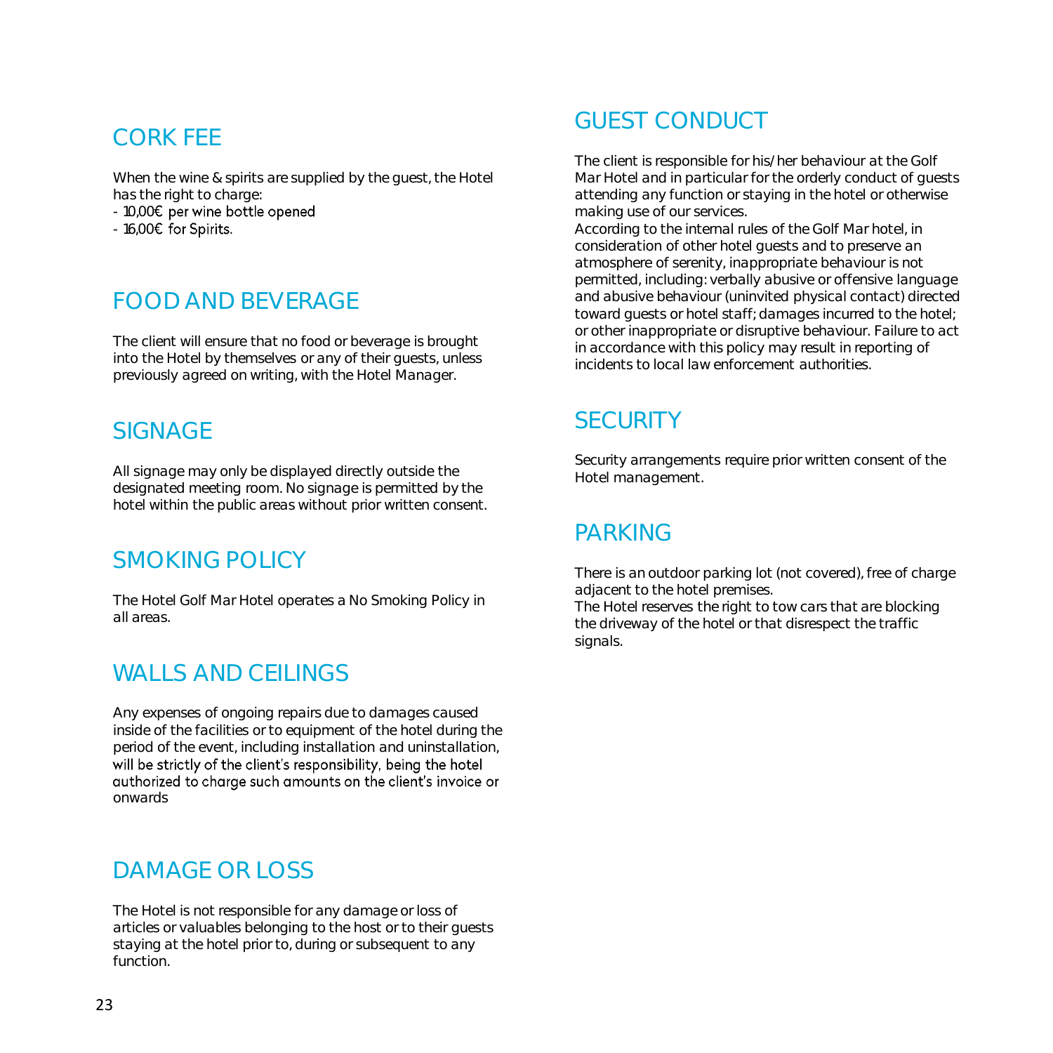## CORK FEE

When the wine & spirits are supplied by the guest, the Hotel has the right to charge:

- 10,00€ per wine bottle opened
- 16,00€ for Spirits.

## FOOD AND BEVERAGE

The client will ensure that no food or beverage is brought into the Hotel by themselves or any of their guests, unless previously agreed on writing, with the Hotel Manager.

## SIGNAGE

All signage may only be displayed directly outside the designated meeting room. No signage is permitted by the hotel within the public areas without prior written consent.

## SMOKING POLICY

The Hotel Golf Mar Hotel operates a No Smoking Policy in all areas.

## WALLS AND CEILINGS

Any expenses of ongoing repairs due to damages caused inside of the facilities or to equipment of the hotel during the period of the event, including installation and uninstallation, will be strictly of the client's responsibility, being the hotel authorized to charge such amounts on the client's invoice or onwards

## DAMAGE OR LOSS

The Hotel is not responsible for any damage or loss of articles or valuables belonging to the host or to their guests staying at the hotel prior to, during or subsequent to any function.

## GUEST CONDUCT

The client is responsible for his/her behaviour at the Golf Mar Hotel and in particular for the orderly conduct of guests attending any function or staying in the hotel or otherwise making use of our services.
According to the internal rules of the Golf Mar hotel, in consideration of other hotel guests and to preserve an atmosphere of serenity, inappropriate behaviour is not permitted, including: verbally abusive or offensive language and abusive behaviour (uninvited physical contact) directed toward guests or hotel staff; damages incurred to the hotel; or other inappropriate or disruptive behaviour. Failure to act in accordance with this policy may result in reporting of incidents to local law enforcement authorities.

## SECURITY

Security arrangements require prior written consent of the Hotel management.

## PARKING

There is an outdoor parking lot (not covered), free of charge adjacent to the hotel premises.
The Hotel reserves the right to tow cars that are blocking the driveway of the hotel or that disrespect the traffic signals.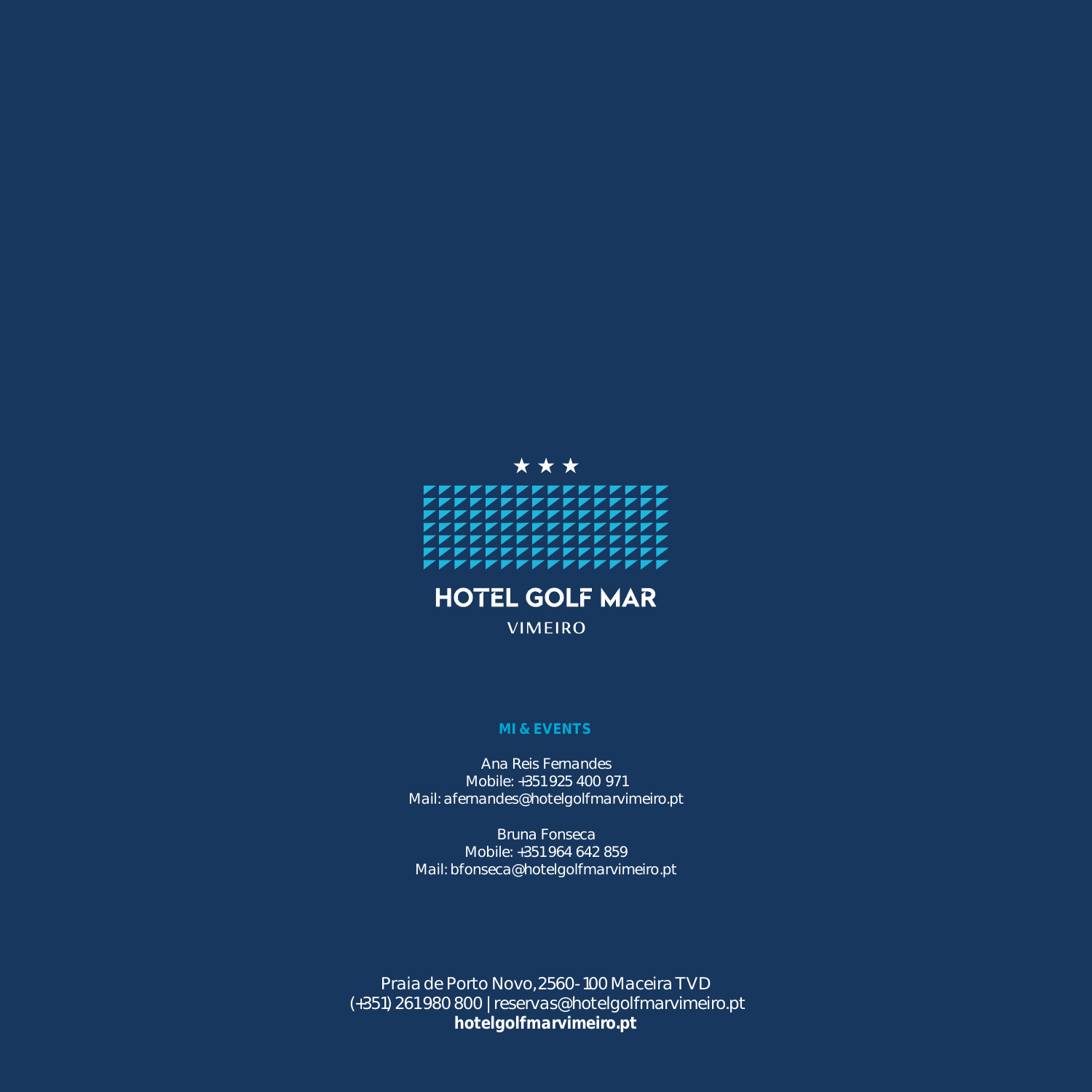★ ★ ★

**HOTEL GOLF MAR**

VIMEIRO

**MI & EVENTS**

Ana Reis Fernandes
Mobile: +351 925 400 971
Mail: afernandes@hotelgolfmarvimeiro.pt

Bruna Fonseca
Mobile: +351 964 642 859
Mail: bfonseca@hotelgolfmarvimeiro.pt

Praia de Porto Novo, 2560-100 Maceira TVD
(+351) 261 980 800 | reservas@hotelgolfmarvimeiro.pt
**hotelgolfmarvimeiro.pt**